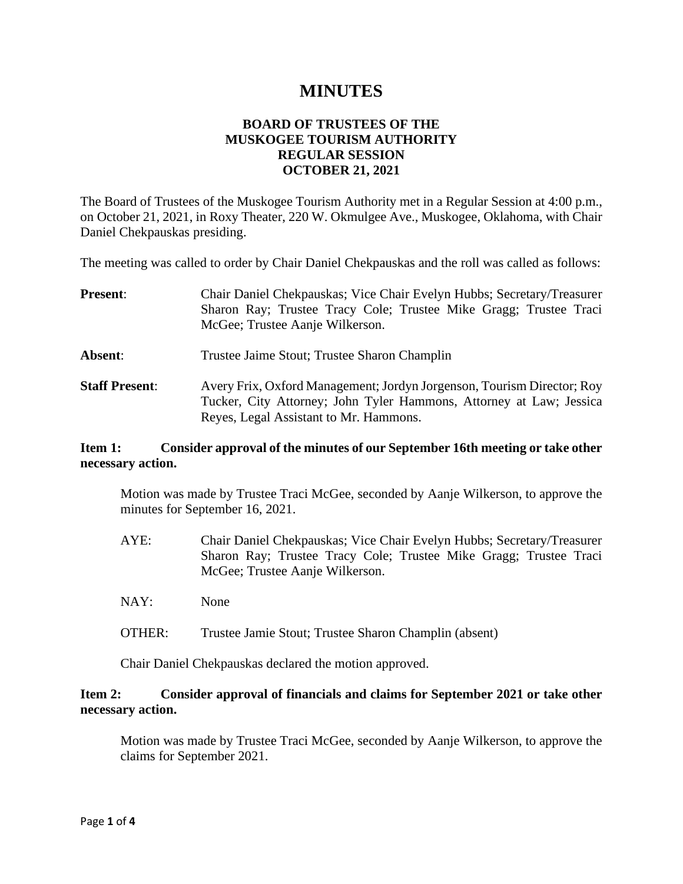# MINUTES

**BOARD OF TRUSTEES OF THE**
**MUSKOGEE TOURISM AUTHORITY**
**REGULAR SESSION**
**OCTOBER 21, 2021**

The Board of Trustees of the Muskogee Tourism Authority met in a Regular Session at 4:00 p.m., on October 21, 2021, in Roxy Theater, 220 W. Okmulgee Ave., Muskogee, Oklahoma, with Chair Daniel Chekpauskas presiding.

The meeting was called to order by Chair Daniel Chekpauskas and the roll was called as follows:

**Present**: Chair Daniel Chekpauskas; Vice Chair Evelyn Hubbs; Secretary/Treasurer Sharon Ray; Trustee Tracy Cole; Trustee Mike Gragg; Trustee Traci McGee; Trustee Aanje Wilkerson.

**Absent**: Trustee Jaime Stout; Trustee Sharon Champlin

**Staff Present**: Avery Frix, Oxford Management; Jordyn Jorgenson, Tourism Director; Roy Tucker, City Attorney; John Tyler Hammons, Attorney at Law; Jessica Reyes, Legal Assistant to Mr. Hammons.

**Item 1: Consider approval of the minutes of our September 16th meeting or take other necessary action.**

Motion was made by Trustee Traci McGee, seconded by Aanje Wilkerson, to approve the minutes for September 16, 2021.

AYE: Chair Daniel Chekpauskas; Vice Chair Evelyn Hubbs; Secretary/Treasurer Sharon Ray; Trustee Tracy Cole; Trustee Mike Gragg; Trustee Traci McGee; Trustee Aanje Wilkerson.

NAY: None

OTHER: Trustee Jamie Stout; Trustee Sharon Champlin (absent)

Chair Daniel Chekpauskas declared the motion approved.

**Item 2: Consider approval of financials and claims for September 2021 or take other necessary action.**

Motion was made by Trustee Traci McGee, seconded by Aanje Wilkerson, to approve the claims for September 2021.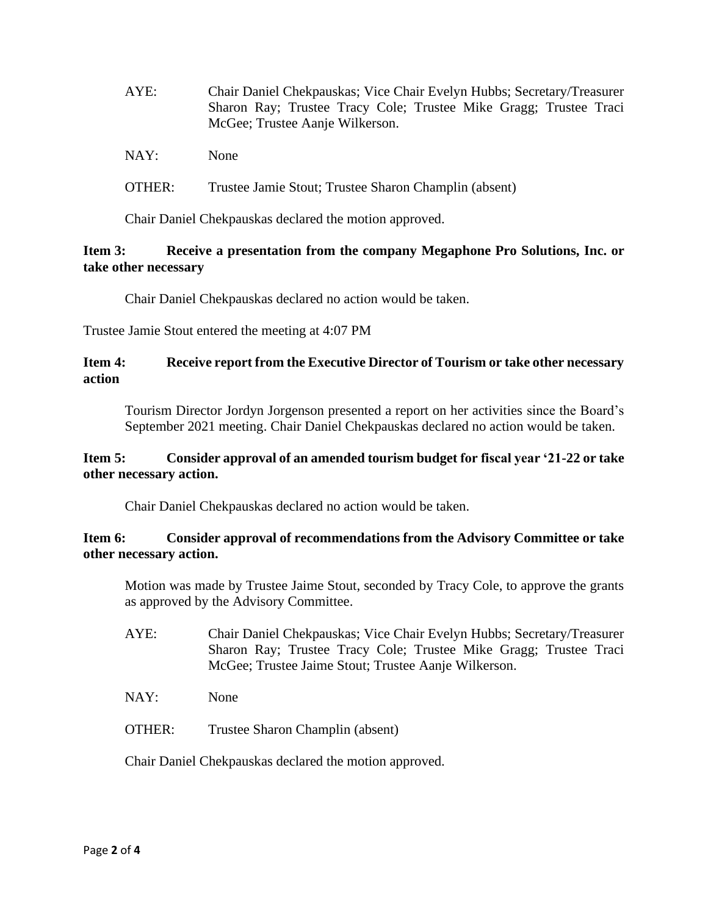AYE: Chair Daniel Chekpauskas; Vice Chair Evelyn Hubbs; Secretary/Treasurer Sharon Ray; Trustee Tracy Cole; Trustee Mike Gragg; Trustee Traci McGee; Trustee Aanje Wilkerson.

NAY: None

OTHER: Trustee Jamie Stout; Trustee Sharon Champlin (absent)

Chair Daniel Chekpauskas declared the motion approved.

**Item 3: Receive a presentation from the company Megaphone Pro Solutions, Inc. or take other necessary**

Chair Daniel Chekpauskas declared no action would be taken.

Trustee Jamie Stout entered the meeting at 4:07 PM

**Item 4: Receive report from the Executive Director of Tourism or take other necessary action**

Tourism Director Jordyn Jorgenson presented a report on her activities since the Board's September 2021 meeting. Chair Daniel Chekpauskas declared no action would be taken.

**Item 5: Consider approval of an amended tourism budget for fiscal year '21-22 or take other necessary action.**

Chair Daniel Chekpauskas declared no action would be taken.

**Item 6: Consider approval of recommendations from the Advisory Committee or take other necessary action.**

Motion was made by Trustee Jaime Stout, seconded by Tracy Cole, to approve the grants as approved by the Advisory Committee.

AYE: Chair Daniel Chekpauskas; Vice Chair Evelyn Hubbs; Secretary/Treasurer Sharon Ray; Trustee Tracy Cole; Trustee Mike Gragg; Trustee Traci McGee; Trustee Jaime Stout; Trustee Aanje Wilkerson.

NAY: None

OTHER: Trustee Sharon Champlin (absent)

Chair Daniel Chekpauskas declared the motion approved.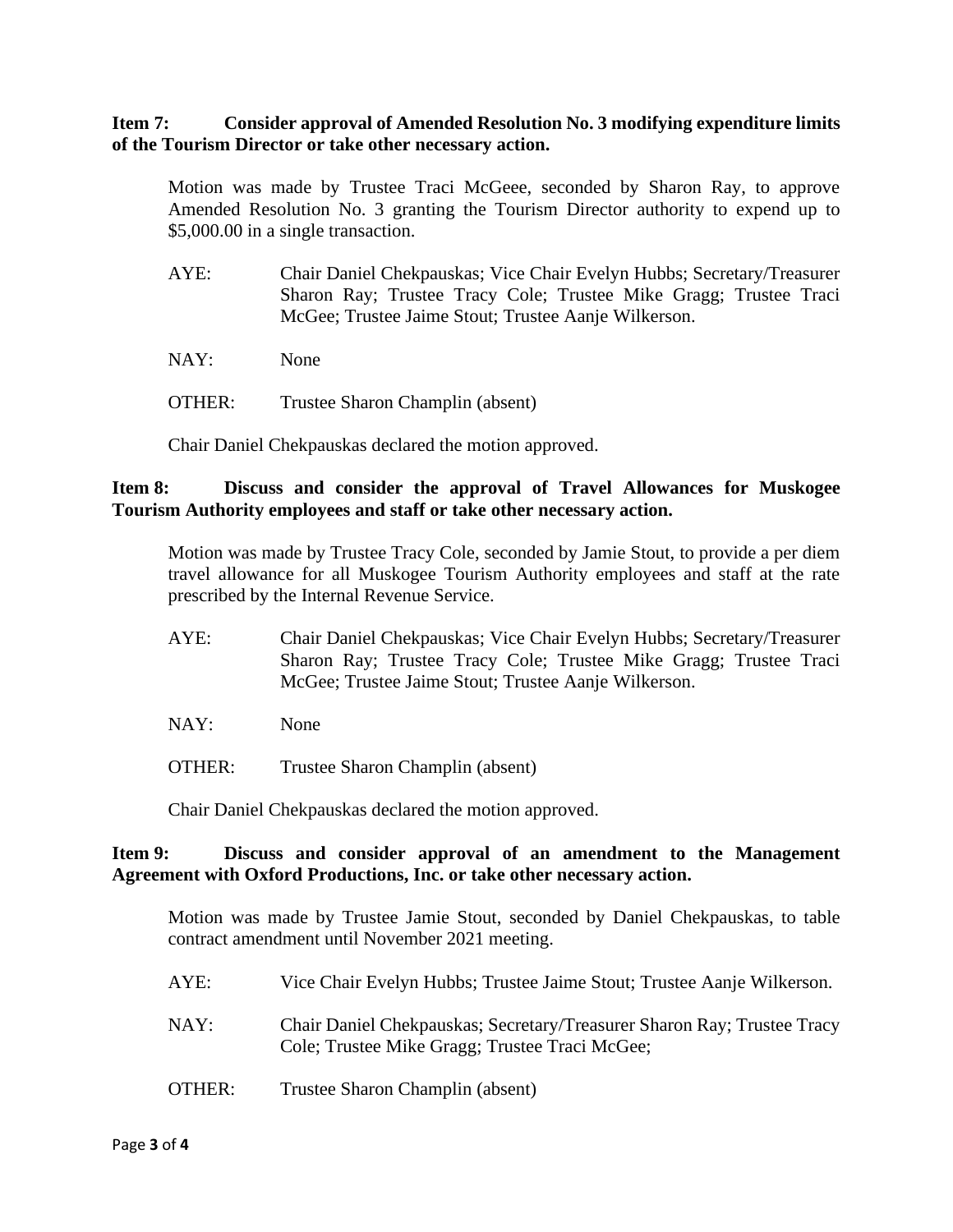**Item 7: Consider approval of Amended Resolution No. 3 modifying expenditure limits of the Tourism Director or take other necessary action.**

Motion was made by Trustee Traci McGeee, seconded by Sharon Ray, to approve Amended Resolution No. 3 granting the Tourism Director authority to expend up to $5,000.00 in a single transaction.

AYE: Chair Daniel Chekpauskas; Vice Chair Evelyn Hubbs; Secretary/Treasurer Sharon Ray; Trustee Tracy Cole; Trustee Mike Gragg; Trustee Traci McGee; Trustee Jaime Stout; Trustee Aanje Wilkerson.

NAY: None

OTHER: Trustee Sharon Champlin (absent)

Chair Daniel Chekpauskas declared the motion approved.

**Item 8: Discuss and consider the approval of Travel Allowances for Muskogee Tourism Authority employees and staff or take other necessary action.**

Motion was made by Trustee Tracy Cole, seconded by Jamie Stout, to provide a per diem travel allowance for all Muskogee Tourism Authority employees and staff at the rate prescribed by the Internal Revenue Service.

AYE: Chair Daniel Chekpauskas; Vice Chair Evelyn Hubbs; Secretary/Treasurer Sharon Ray; Trustee Tracy Cole; Trustee Mike Gragg; Trustee Traci McGee; Trustee Jaime Stout; Trustee Aanje Wilkerson.

NAY: None

OTHER: Trustee Sharon Champlin (absent)

Chair Daniel Chekpauskas declared the motion approved.

**Item 9: Discuss and consider approval of an amendment to the Management Agreement with Oxford Productions, Inc. or take other necessary action.**

Motion was made by Trustee Jamie Stout, seconded by Daniel Chekpauskas, to table contract amendment until November 2021 meeting.

AYE: Vice Chair Evelyn Hubbs; Trustee Jaime Stout; Trustee Aanje Wilkerson.

NAY: Chair Daniel Chekpauskas; Secretary/Treasurer Sharon Ray; Trustee Tracy Cole; Trustee Mike Gragg; Trustee Traci McGee;

OTHER: Trustee Sharon Champlin (absent)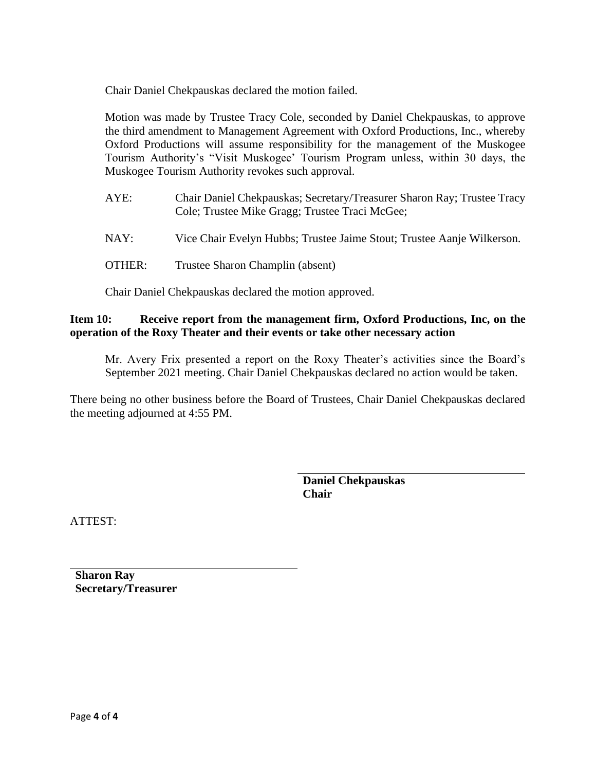Chair Daniel Chekpauskas declared the motion failed.

Motion was made by Trustee Tracy Cole, seconded by Daniel Chekpauskas, to approve the third amendment to Management Agreement with Oxford Productions, Inc., whereby Oxford Productions will assume responsibility for the management of the Muskogee Tourism Authority's "Visit Muskogee' Tourism Program unless, within 30 days, the Muskogee Tourism Authority revokes such approval.

AYE: Chair Daniel Chekpauskas; Secretary/Treasurer Sharon Ray; Trustee Tracy Cole; Trustee Mike Gragg; Trustee Traci McGee;

NAY: Vice Chair Evelyn Hubbs; Trustee Jaime Stout; Trustee Aanje Wilkerson.

OTHER: Trustee Sharon Champlin (absent)

Chair Daniel Chekpauskas declared the motion approved.

**Item 10: Receive report from the management firm, Oxford Productions, Inc, on the operation of the Roxy Theater and their events or take other necessary action**

Mr. Avery Frix presented a report on the Roxy Theater's activities since the Board's September 2021 meeting. Chair Daniel Chekpauskas declared no action would be taken.

There being no other business before the Board of Trustees, Chair Daniel Chekpauskas declared the meeting adjourned at 4:55 PM.

**Daniel Chekpauskas**
**Chair**

ATTEST:

**Sharon Ray**
**Secretary/Treasurer**